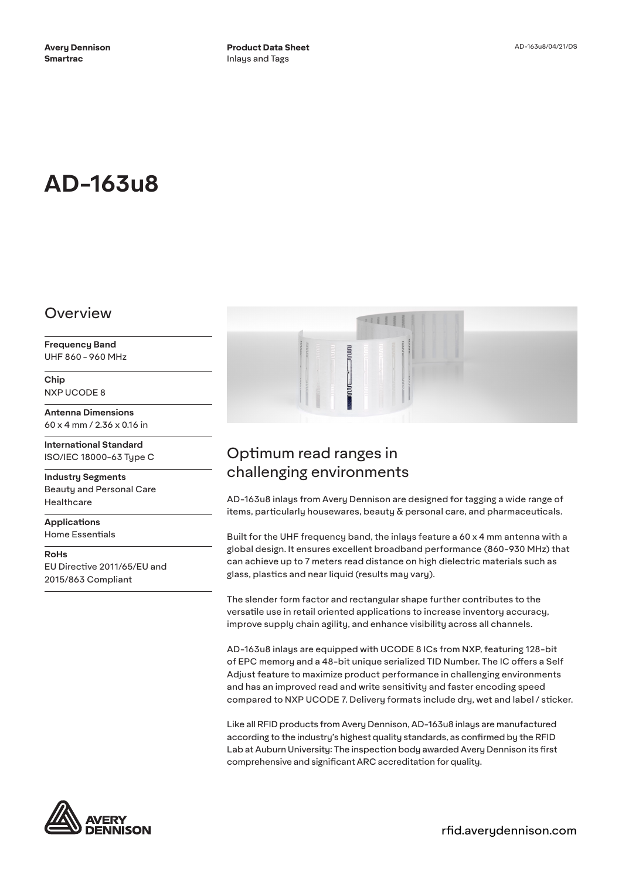**Avery Dennison**
**Smartrac**

**Product Data Sheet**
Inlays and Tags

AD-163u8/04/21/DS

# AD-163u8

## Overview

**Frequency Band**
UHF 860 - 960 MHz

**Chip**
NXP UCODE 8

**Antenna Dimensions**
60 x 4 mm / 2.36 x 0.16 in

**International Standard**
ISO/IEC 18000-63 Type C

**Industry Segments**
Beauty and Personal Care
Healthcare

**Applications**
Home Essentials

**RoHs**
EU Directive 2011/65/EU and 2015/863 Compliant

## Optimum read ranges in challenging environments

AD-163u8 inlays from Avery Dennison are designed for tagging a wide range of items, particularly housewares, beauty & personal care, and pharmaceuticals.

Built for the UHF frequency band, the inlays feature a 60 x 4 mm antenna with a global design. It ensures excellent broadband performance (860-930 MHz) that can achieve up to 7 meters read distance on high dielectric materials such as glass, plastics and near liquid (results may vary).

The slender form factor and rectangular shape further contributes to the versatile use in retail oriented applications to increase inventory accuracy, improve supply chain agility, and enhance visibility across all channels.

AD-163u8 inlays are equipped with UCODE 8 ICs from NXP, featuring 128-bit of EPC memory and a 48-bit unique serialized TID Number. The IC offers a Self Adjust feature to maximize product performance in challenging environments and has an improved read and write sensitivity and faster encoding speed compared to NXP UCODE 7. Delivery formats include dry, wet and label / sticker.

Like all RFID products from Avery Dennison, AD-163u8 inlays are manufactured according to the industry's highest quality standards, as confirmed by the RFID Lab at Auburn University: The inspection body awarded Avery Dennison its first comprehensive and significant ARC accreditation for quality.

rfid.averydennison.com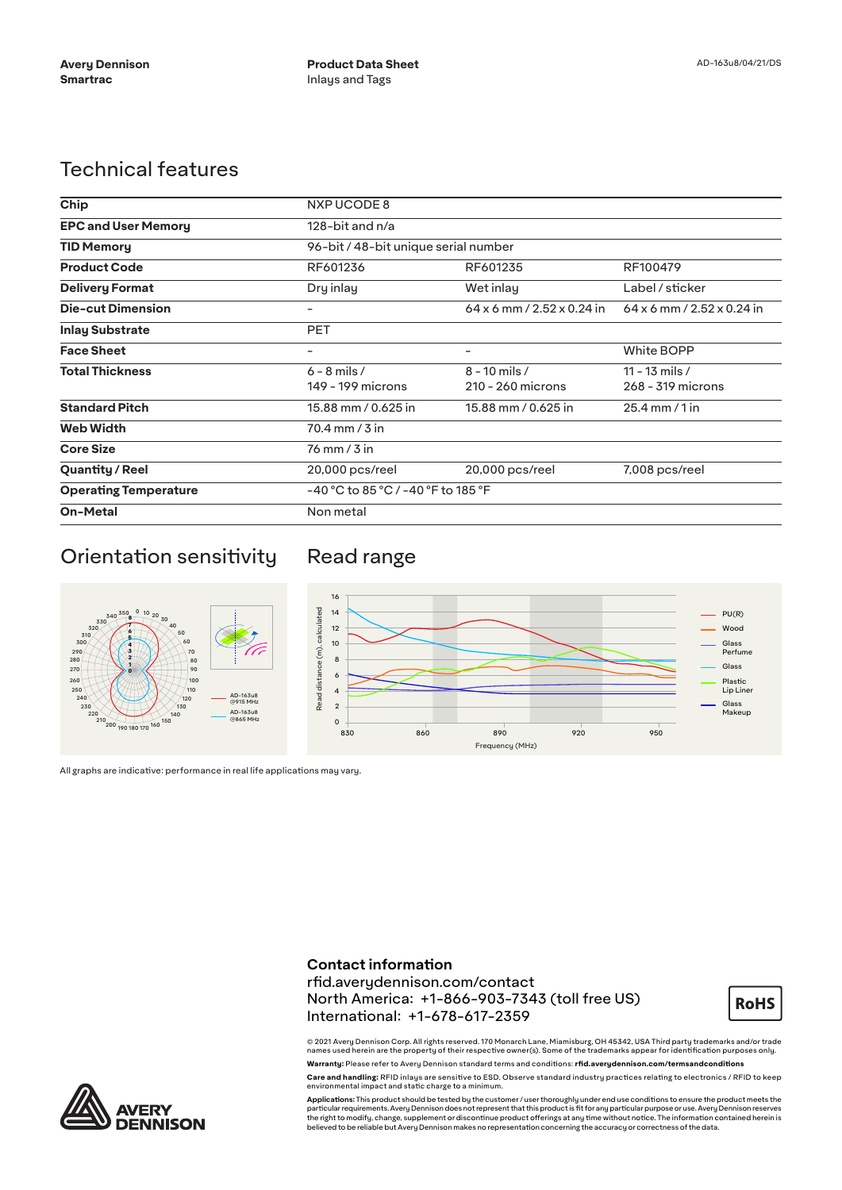## Technical features

| | | | |
|---|---|---|---|
| **Chip** | NXP UCODE 8 | | |
| **EPC and User Memory** | 128-bit and n/a | | |
| **TID Memory** | 96-bit / 48-bit unique serial number | | |
| **Product Code** | RF601236 | RF601235 | RF100479 |
| **Delivery Format** | Dry inlay | Wet inlay | Label / sticker |
| **Die-cut Dimension** | – | 64 x 6 mm / 2.52 x 0.24 in | 64 x 6 mm / 2.52 x 0.24 in |
| **Inlay Substrate** | PET | | |
| **Face Sheet** | – | – | White BOPP |
| **Total Thickness** | 6 - 8 mils / 149 - 199 microns | 8 - 10 mils / 210 - 260 microns | 11 - 13 mils / 268 - 319 microns |
| **Standard Pitch** | 15.88 mm / 0.625 in | 15.88 mm / 0.625 in | 25.4 mm / 1 in |
| **Web Width** | 70.4 mm / 3 in | | |
| **Core Size** | 76 mm / 3 in | | |
| **Quantity / Reel** | 20,000 pcs/reel | 20,000 pcs/reel | 7,008 pcs/reel |
| **Operating Temperature** | -40 °C to 85 °C / -40 °F to 185 °F | | |
| **On-Metal** | Non metal | | |

## Orientation sensitivity

AD-163u8 @915 MHz
AD-163u8 @865 MHz

## Read range

Read distance (m), calculated
Frequency (MHz)

PU(R)
Wood
Glass Perfume
Glass
Plastic Lip Liner
Glass Makeup

All graphs are indicative: performance in real life applications may vary.

**Contact information**
rfid.averydennison.com/contact
North America: +1-866-903-7343 (toll free US)
International: +1-678-617-2359

RoHS

© 2021 Avery Dennison Corp. All rights reserved. 170 Monarch Lane, Miamisburg, OH 45342, USA Third party trademarks and/or trade names used herein are the property of their respective owner(s). Some of the trademarks appear for identification purposes only.

**Warranty:** Please refer to Avery Dennison standard terms and conditions: **rfid.averydennison.com/termsandconditions**

**Care and handling:** RFID inlays are sensitive to ESD. Observe standard industry practices relating to electronics / RFID to keep environmental impact and static charge to a minimum.

**Applications:** This product should be tested by the customer / user thoroughly under end use conditions to ensure the product meets the particular requirements. Avery Dennison does not represent that this product is fit for any particular purpose or use. Avery Dennison reserves the right to modify, change, supplement or discontinue product offerings at any time without notice. The information contained herein is believed to be reliable but Avery Dennison makes no representation concerning the accuracy or correctness of the data.

AVERY DENNISON